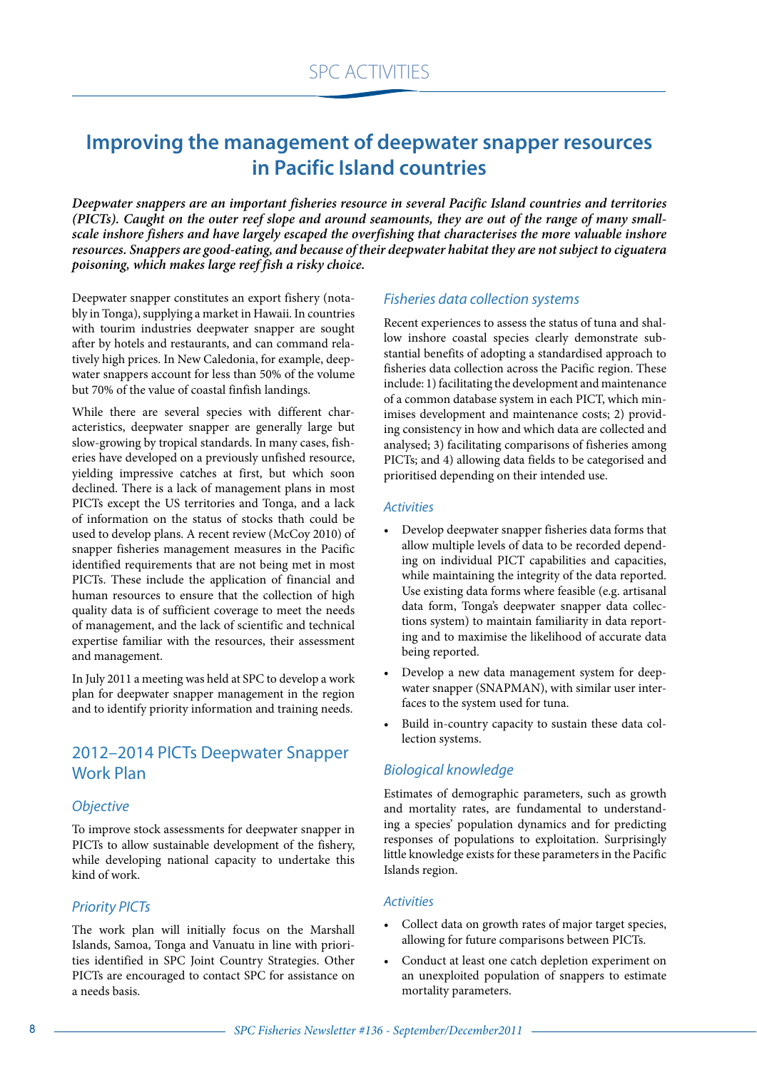# Improving the management of deepwater snapper resources in Pacific Island countries

***Deepwater snappers are an important fisheries resource in several Pacific Island countries and territories (PICTs). Caught on the outer reef slope and around seamounts, they are out of the range of many small-scale inshore fishers and have largely escaped the overfishing that characterises the more valuable inshore resources. Snappers are good-eating, and because of their deepwater habitat they are not subject to ciguatera poisoning, which makes large reef fish a risky choice.***

Deepwater snapper constitutes an export fishery (notably in Tonga), supplying a market in Hawaii. In countries with tourim industries deepwater snapper are sought after by hotels and restaurants, and can command relatively high prices. In New Caledonia, for example, deepwater snappers account for less than 50% of the volume but 70% of the value of coastal finfish landings.

While there are several species with different characteristics, deepwater snapper are generally large but slow-growing by tropical standards. In many cases, fisheries have developed on a previously unfished resource, yielding impressive catches at first, but which soon declined. There is a lack of management plans in most PICTs except the US territories and Tonga, and a lack of information on the status of stocks thath could be used to develop plans. A recent review (McCoy 2010) of snapper fisheries management measures in the Pacific identified requirements that are not being met in most PICTs. These include the application of financial and human resources to ensure that the collection of high quality data is of sufficient coverage to meet the needs of management, and the lack of scientific and technical expertise familiar with the resources, their assessment and management.

In July 2011 a meeting was held at SPC to develop a work plan for deepwater snapper management in the region and to identify priority information and training needs.

## 2012–2014 PICTs Deepwater Snapper Work Plan

### *Objective*

To improve stock assessments for deepwater snapper in PICTs to allow sustainable development of the fishery, while developing national capacity to undertake this kind of work.

### *Priority PICTs*

The work plan will initially focus on the Marshall Islands, Samoa, Tonga and Vanuatu in line with priorities identified in SPC Joint Country Strategies. Other PICTs are encouraged to contact SPC for assistance on a needs basis.

### *Fisheries data collection systems*

Recent experiences to assess the status of tuna and shallow inshore coastal species clearly demonstrate substantial benefits of adopting a standardised approach to fisheries data collection across the Pacific region. These include: 1) facilitating the development and maintenance of a common database system in each PICT, which minimises development and maintenance costs; 2) providing consistency in how and which data are collected and analysed; 3) facilitating comparisons of fisheries among PICTs; and 4) allowing data fields to be categorised and prioritised depending on their intended use.

### *Activities*

- Develop deepwater snapper fisheries data forms that allow multiple levels of data to be recorded depending on individual PICT capabilities and capacities, while maintaining the integrity of the data reported. Use existing data forms where feasible (e.g. artisanal data form, Tonga's deepwater snapper data collections system) to maintain familiarity in data reporting and to maximise the likelihood of accurate data being reported.
- Develop a new data management system for deepwater snapper (SNAPMAN), with similar user interfaces to the system used for tuna.
- Build in-country capacity to sustain these data collection systems.

### *Biological knowledge*

Estimates of demographic parameters, such as growth and mortality rates, are fundamental to understanding a species' population dynamics and for predicting responses of populations to exploitation. Surprisingly little knowledge exists for these parameters in the Pacific Islands region.

### *Activities*

- Collect data on growth rates of major target species, allowing for future comparisons between PICTs.
- Conduct at least one catch depletion experiment on an unexploited population of snappers to estimate mortality parameters.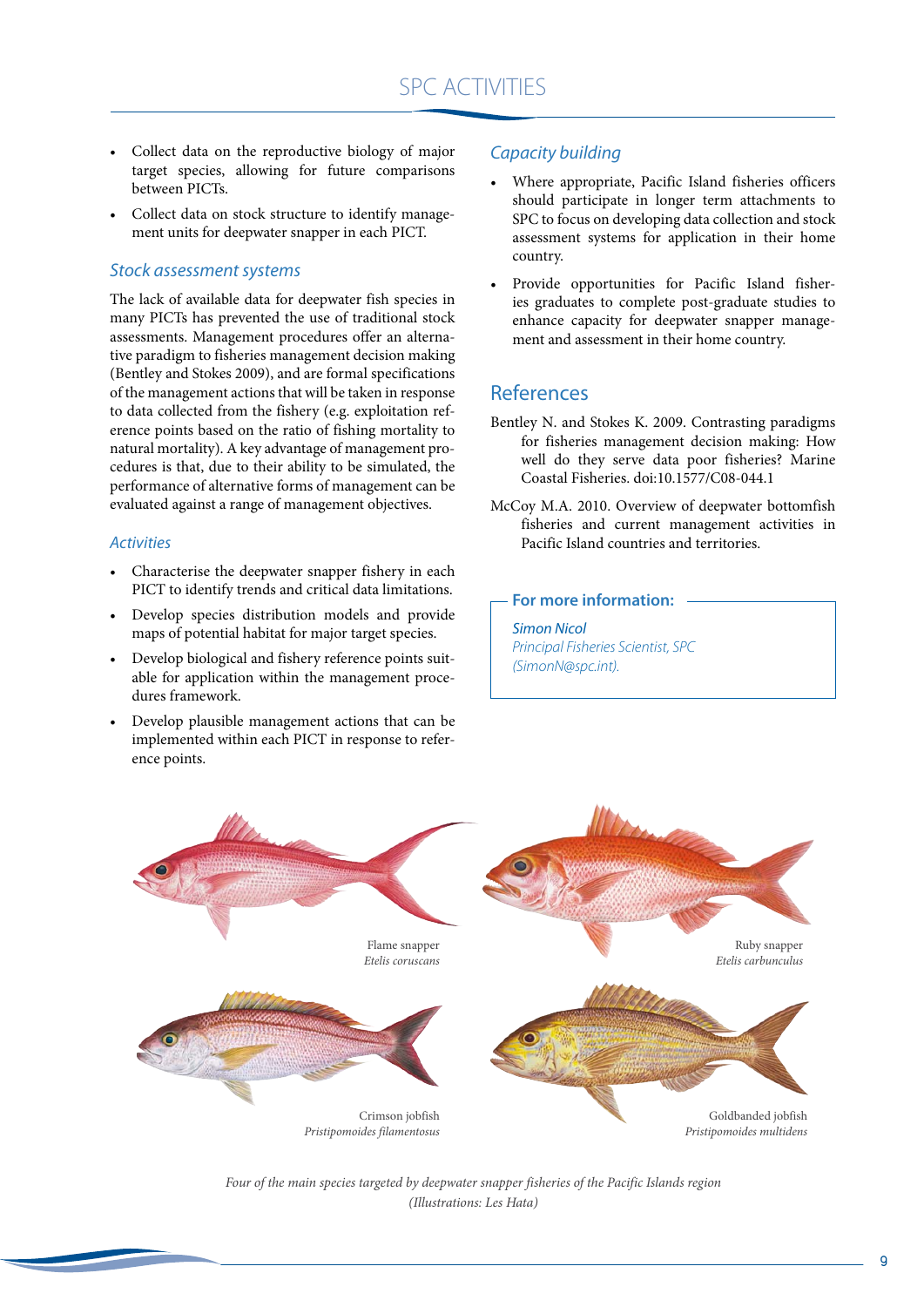- Collect data on the reproductive biology of major target species, allowing for future comparisons between PICTs.
- Collect data on stock structure to identify management units for deepwater snapper in each PICT.

### *Stock assessment systems*

The lack of available data for deepwater fish species in many PICTs has prevented the use of traditional stock assessments. Management procedures offer an alternative paradigm to fisheries management decision making (Bentley and Stokes 2009), and are formal specifications of the management actions that will be taken in response to data collected from the fishery (e.g. exploitation reference points based on the ratio of fishing mortality to natural mortality). A key advantage of management procedures is that, due to their ability to be simulated, the performance of alternative forms of management can be evaluated against a range of management objectives.

### *Activities*

- Characterise the deepwater snapper fishery in each PICT to identify trends and critical data limitations.
- Develop species distribution models and provide maps of potential habitat for major target species.
- Develop biological and fishery reference points suitable for application within the management procedures framework.
- Develop plausible management actions that can be implemented within each PICT in response to reference points.

### *Capacity building*

- Where appropriate, Pacific Island fisheries officers should participate in longer term attachments to SPC to focus on developing data collection and stock assessment systems for application in their home country.
- Provide opportunities for Pacific Island fisheries graduates to complete post-graduate studies to enhance capacity for deepwater snapper management and assessment in their home country.

## References

Bentley N. and Stokes K. 2009. Contrasting paradigms for fisheries management decision making: How well do they serve data poor fisheries? Marine Coastal Fisheries. doi:10.1577/C08-044.1

McCoy M.A. 2010. Overview of deepwater bottomfish fisheries and current management activities in Pacific Island countries and territories.

**For more information:**

*Simon Nicol*
*Principal Fisheries Scientist, SPC*
*(SimonN@spc.int).*

Flame snapper
*Etelis coruscans*

Ruby snapper
*Etelis carbunculus*

Crimson jobfish
*Pristipomoides filamentosus*

Goldbanded jobfish
*Pristipomoides multidens*

*Four of the main species targeted by deepwater snapper fisheries of the Pacific Islands region (Illustrations: Les Hata)*